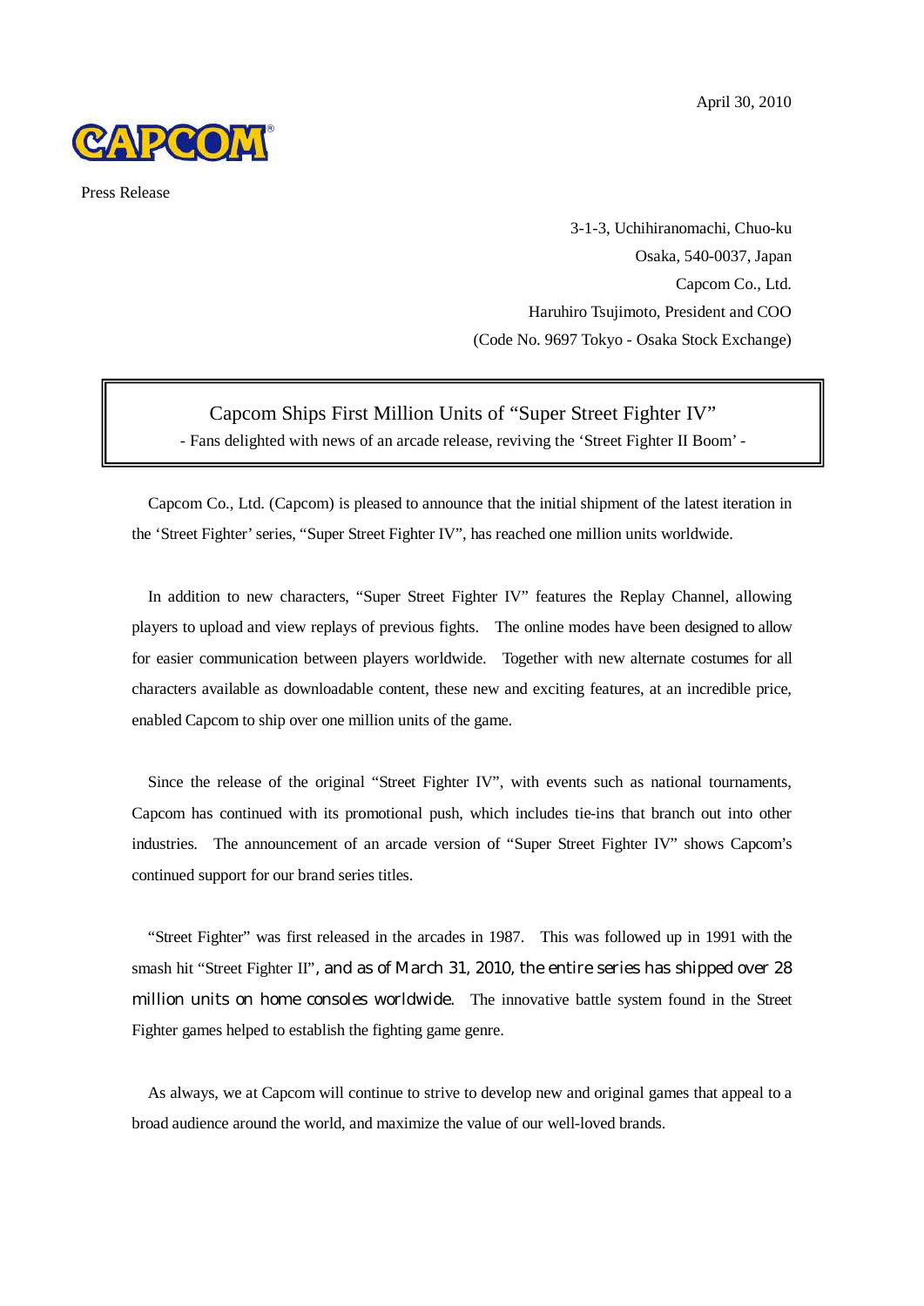April 30, 2010

CAPCOM

Press Release

3-1-3, Uchihiranomachi, Chuo-ku
Osaka, 540-0037, Japan
Capcom Co., Ltd.
Haruhiro Tsujimoto, President and COO
(Code No. 9697 Tokyo - Osaka Stock Exchange)

# Capcom Ships First Million Units of "Super Street Fighter IV"

- Fans delighted with news of an arcade release, reviving the 'Street Fighter II Boom' -

Capcom Co., Ltd. (Capcom) is pleased to announce that the initial shipment of the latest iteration in the 'Street Fighter' series, "Super Street Fighter IV", has reached one million units worldwide.

In addition to new characters, "Super Street Fighter IV" features the Replay Channel, allowing players to upload and view replays of previous fights. The online modes have been designed to allow for easier communication between players worldwide. Together with new alternate costumes for all characters available as downloadable content, these new and exciting features, at an incredible price, enabled Capcom to ship over one million units of the game.

Since the release of the original "Street Fighter IV", with events such as national tournaments, Capcom has continued with its promotional push, which includes tie-ins that branch out into other industries. The announcement of an arcade version of "Super Street Fighter IV" shows Capcom's continued support for our brand series titles.

"Street Fighter" was first released in the arcades in 1987. This was followed up in 1991 with the smash hit "Street Fighter II", and as of March 31, 2010, the entire series has shipped over 28 million units on home consoles worldwide. The innovative battle system found in the Street Fighter games helped to establish the fighting game genre.

As always, we at Capcom will continue to strive to develop new and original games that appeal to a broad audience around the world, and maximize the value of our well-loved brands.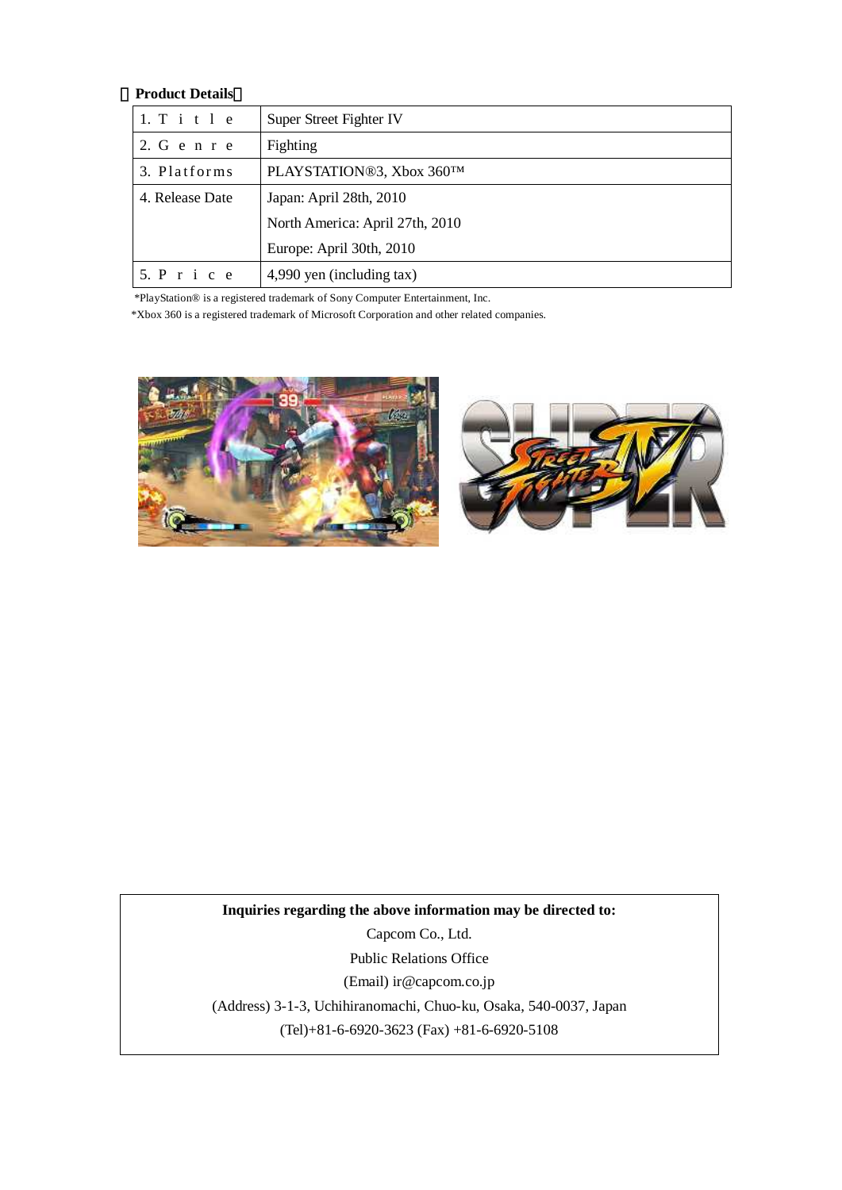**【Product Details】**

| | |
|---|---|
| 1. Title | Super Street Fighter IV |
| 2. Genre | Fighting |
| 3. Platforms | PLAYSTATION®3, Xbox 360™ |
| 4. Release Date | Japan: April 28th, 2010<br>North America: April 27th, 2010<br>Europe: April 30th, 2010 |
| 5. Price | 4,990 yen (including tax) |

*PlayStation® is a registered trademark of Sony Computer Entertainment, Inc.

*Xbox 360 is a registered trademark of Microsoft Corporation and other related companies.

---

**Inquiries regarding the above information may be directed to:**

Capcom Co., Ltd.

Public Relations Office

(Email) ir@capcom.co.jp

(Address) 3-1-3, Uchihiranomachi, Chuo-ku, Osaka, 540-0037, Japan

(Tel)+81-6-6920-3623 (Fax) +81-6-6920-5108